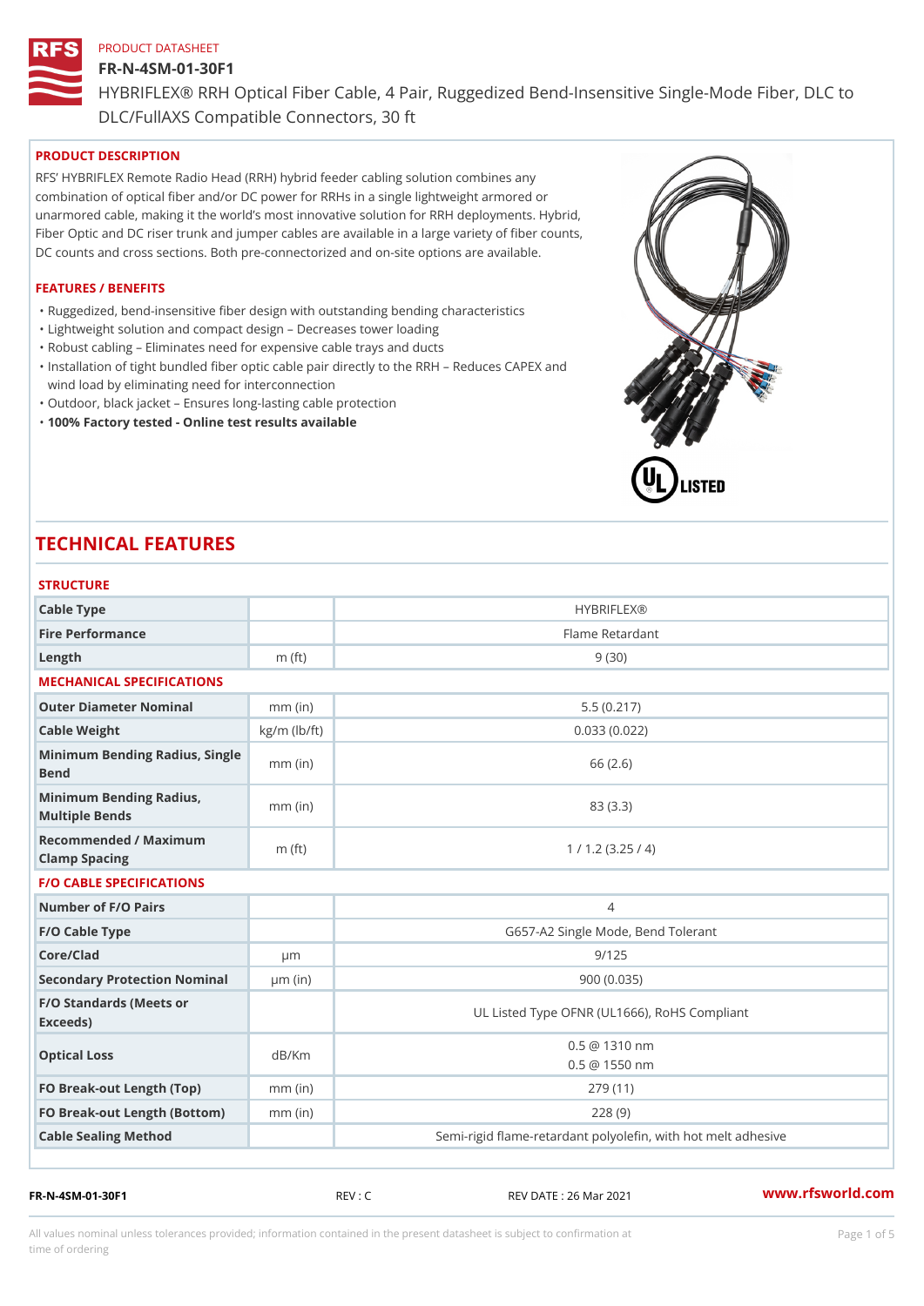PRODUCT DATASHEET

# FR-N-4SM-01-30F1

HYBRIFLEX® RRH Optical Fiber Cable, 4 Pair, Ruggedized Bend-Insensitive Single-Mode Fiber, DLC to DLC/FullAXS Compatible Connectors, 30 ft

## PRODUCT DESCRIPTION

RFS' HYBRIFLEX Remote Radio Head (RRH) hybrid feeder cabling solution combines any combination of optical fiber and/or DC power for RRHs in a single lightweight armored or unarmored cable, making it the world's most innovative solution for RRH deployments. Hybrid, Fiber Optic and DC riser trunk and jumper cables are available in a large variety of fiber counts, DC counts and cross sections. Both pre-connectorized and on-site options are available.

## FEATURES / BENEFITS

- Ruggedized, bend-insensitive fiber design with outstanding bending characteristics
- Lightweight solution and compact design – Decreases tower loading
- Robust cabling – Eliminates need for expensive cable trays and ducts
- Installation of tight bundled fiber optic cable pair directly to the RRH – Reduces CAPEX and wind load by eliminating need for interconnection
- Outdoor, black jacket – Ensures long-lasting cable protection
- **100% Factory tested - Online test results available**

# TECHNICAL FEATURES

### STRUCTURE

| | | |
|---|---|---|
| Cable Type | | HYBRIFLEX® |
| Fire Performance | | Flame Retardant |
| Length | m (ft) | 9 (30) |

### MECHANICAL SPECIFICATIONS

| | | |
|---|---|---|
| Outer Diameter Nominal | mm (in) | 5.5 (0.217) |
| Cable Weight | kg/m (lb/ft) | 0.033 (0.022) |
| Minimum Bending Radius, Single Bend | mm (in) | 66 (2.6) |
| Minimum Bending Radius, Multiple Bends | mm (in) | 83 (3.3) |
| Recommended / Maximum Clamp Spacing | m (ft) | 1 / 1.2 (3.25 / 4) |

### F/O CABLE SPECIFICATIONS

| | | |
|---|---|---|
| Number of F/O Pairs | | 4 |
| F/O Cable Type | | G657-A2 Single Mode, Bend Tolerant |
| Core/Clad | μm | 9/125 |
| Secondary Protection Nominal | μm (in) | 900 (0.035) |
| F/O Standards (Meets or Exceeds) | | UL Listed Type OFNR (UL1666), RoHS Compliant |
| Optical Loss | dB/Km | 0.5 @ 1310 nm<br>0.5 @ 1550 nm |
| FO Break-out Length (Top) | mm (in) | 279 (11) |
| FO Break-out Length (Bottom) | mm (in) | 228 (9) |
| Cable Sealing Method | | Semi-rigid flame-retardant polyolefin, with hot melt adhesive |

FR-N-4SM-01-30F1 REV : C REV DATE : 26 Mar 2021 www.rfsworld.com

All values nominal unless tolerances provided; information contained in the present datasheet is subject to confirmation at time of ordering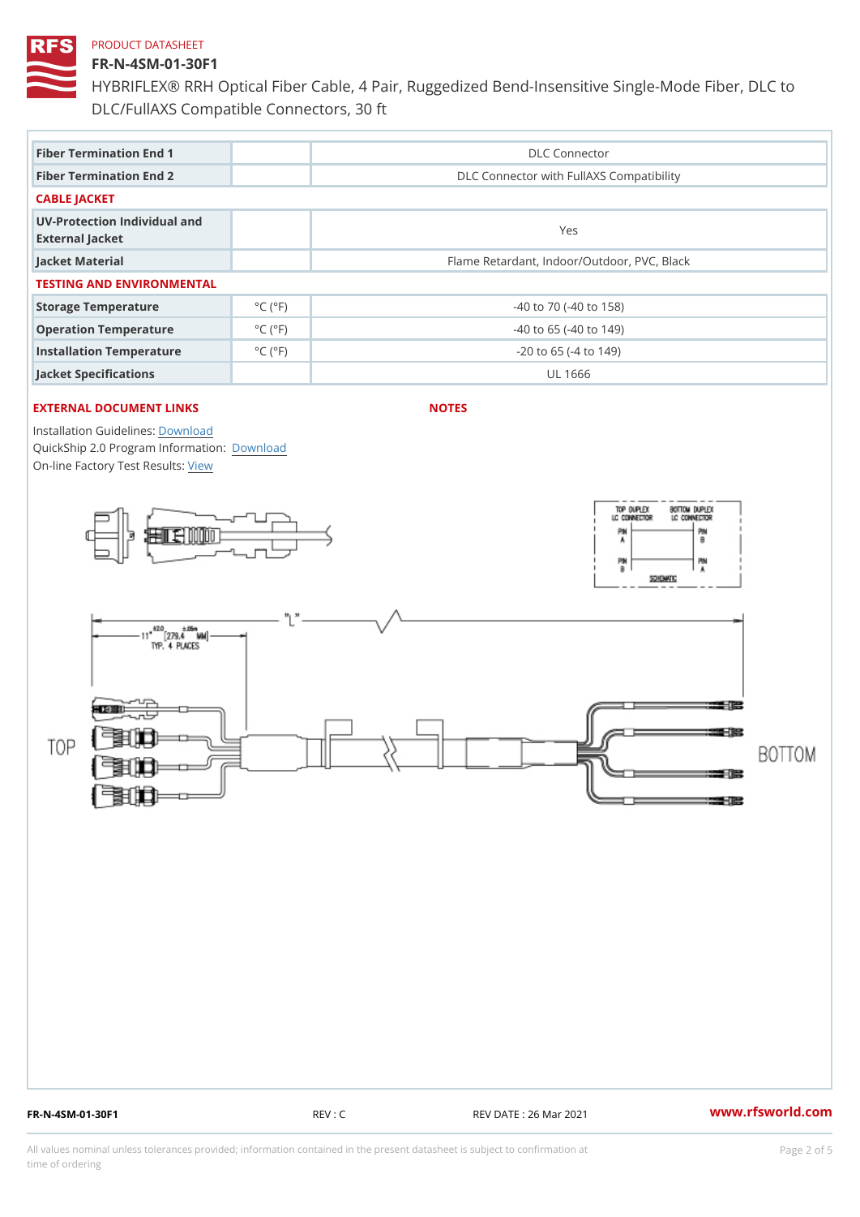PRODUCT DATASHEET

# FR-N-4SM-01-30F1

HYBRIFLEX® RRH Optical Fiber Cable, 4 Pair, Ruggedized Bend-Insensitive Single-Mode Fiber, DLC to DLC/FullAXS Compatible Connectors, 30 ft

| | | |
|---|---|---|
| Fiber Termination End 1 | | DLC Connector |
| Fiber Termination End 2 | | DLC Connector with FullAXS Compatibility |
| **CABLE JACKET** | | |
| UV-Protection Individual and External Jacket | | Yes |
| Jacket Material | | Flame Retardant, Indoor/Outdoor, PVC, Black |
| **TESTING AND ENVIRONMENTAL** | | |
| Storage Temperature | °C (°F) | -40 to 70 (-40 to 158) |
| Operation Temperature | °C (°F) | -40 to 65 (-40 to 149) |
| Installation Temperature | °C (°F) | -20 to 65 (-4 to 149) |
| Jacket Specifications | | UL 1666 |

## EXTERNAL DOCUMENT LINKS

Installation Guidelines: Download
QuickShip 2.0 Program Information: Download
On-line Factory Test Results: View

## NOTES

TOP DUPLEX LC CONNECTOR | BOTTOM DUPLEX LC CONNECTOR
PIN A — PIN B
PIN B — PIN A
SCHEMATIC

"L"
11" ±2.0 [279.4 ±.05m MM] TYP. 4 PLACES

TOP

BOTTOM

FR-N-4SM-01-30F1 REV : C REV DATE : 26 Mar 2021 www.rfsworld.com

All values nominal unless tolerances provided; information contained in the present datasheet is subject to confirmation at time of ordering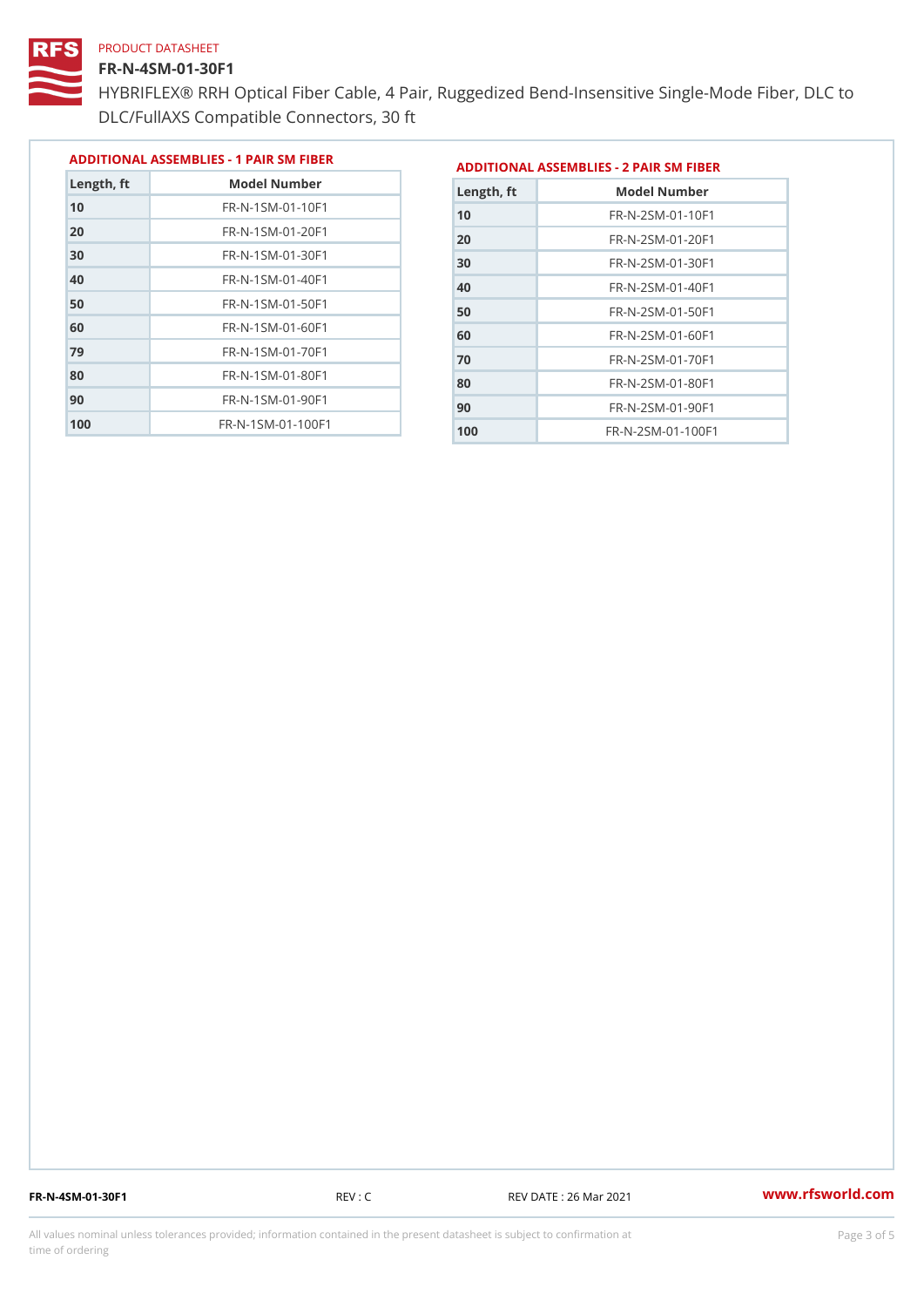PRODUCT DATASHEET

# FR-N-4SM-01-30F1

HYBRIFLEX® RRH Optical Fiber Cable, 4 Pair, Ruggedized Bend-Insensitive Single-Mode Fiber, DLC to DLC/FullAXS Compatible Connectors, 30 ft

### ADDITIONAL ASSEMBLIES - 1 PAIR SM FIBER

| Length, ft | Model Number |
|---|---|
| 10 | FR-N-1SM-01-10F1 |
| 20 | FR-N-1SM-01-20F1 |
| 30 | FR-N-1SM-01-30F1 |
| 40 | FR-N-1SM-01-40F1 |
| 50 | FR-N-1SM-01-50F1 |
| 60 | FR-N-1SM-01-60F1 |
| 79 | FR-N-1SM-01-70F1 |
| 80 | FR-N-1SM-01-80F1 |
| 90 | FR-N-1SM-01-90F1 |
| 100 | FR-N-1SM-01-100F1 |

### ADDITIONAL ASSEMBLIES - 2 PAIR SM FIBER

| Length, ft | Model Number |
|---|---|
| 10 | FR-N-2SM-01-10F1 |
| 20 | FR-N-2SM-01-20F1 |
| 30 | FR-N-2SM-01-30F1 |
| 40 | FR-N-2SM-01-40F1 |
| 50 | FR-N-2SM-01-50F1 |
| 60 | FR-N-2SM-01-60F1 |
| 70 | FR-N-2SM-01-70F1 |
| 80 | FR-N-2SM-01-80F1 |
| 90 | FR-N-2SM-01-90F1 |
| 100 | FR-N-2SM-01-100F1 |

FR-N-4SM-01-30F1 REV : C REV DATE : 26 Mar 2021 www.rfsworld.com

All values nominal unless tolerances provided; information contained in the present datasheet is subject to confirmation at time of ordering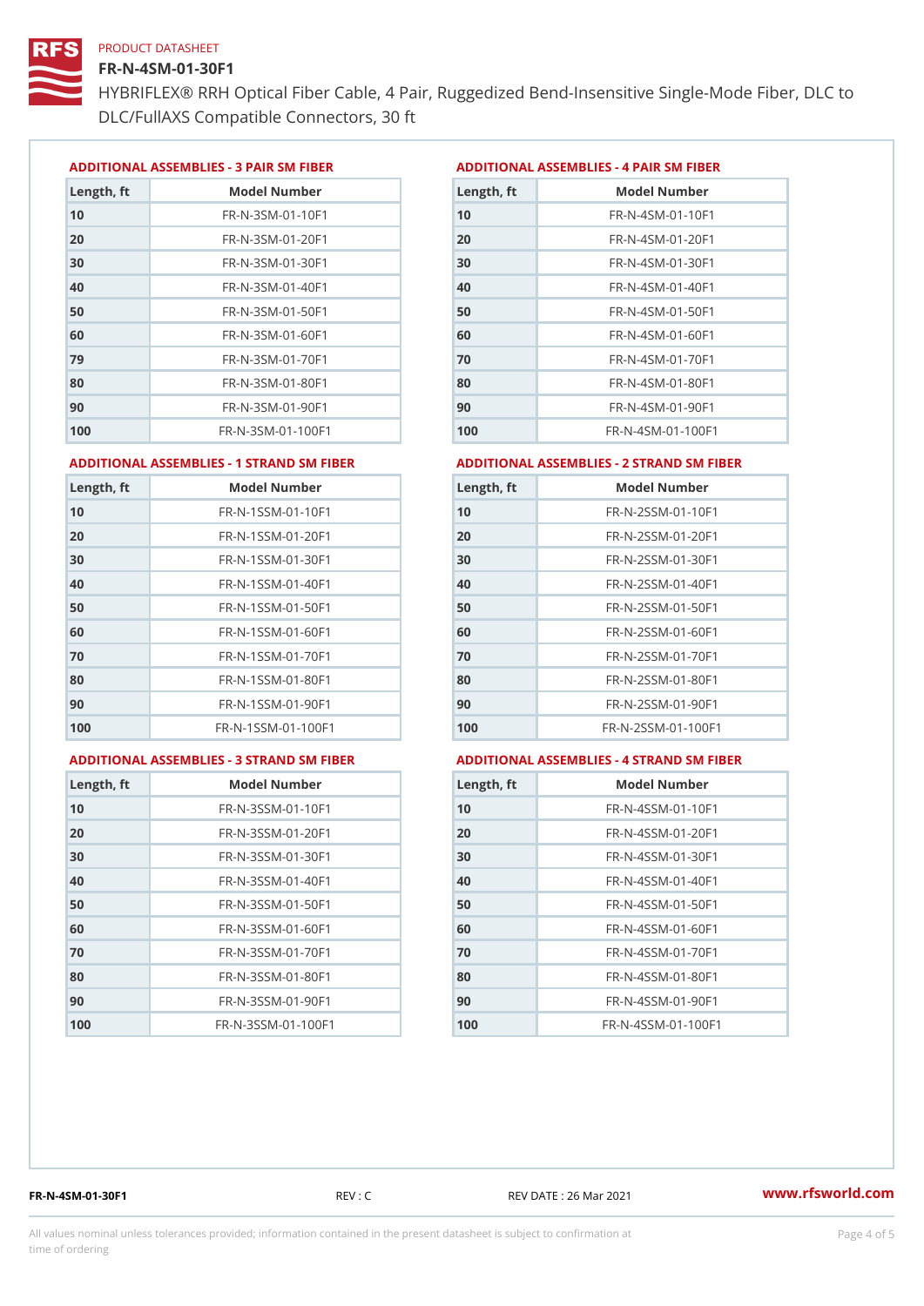PRODUCT DATASHEET

# FR-N-4SM-01-30F1

HYBRIFLEX® RRH Optical Fiber Cable, 4 Pair, Ruggedized Bend-Insensitive Single-Mode Fiber, DLC to DLC/FullAXS Compatible Connectors, 30 ft

### ADDITIONAL ASSEMBLIES - 3 PAIR SM FIBER

| Length, ft | Model Number |
|---|---|
| 10 | FR-N-3SM-01-10F1 |
| 20 | FR-N-3SM-01-20F1 |
| 30 | FR-N-3SM-01-30F1 |
| 40 | FR-N-3SM-01-40F1 |
| 50 | FR-N-3SM-01-50F1 |
| 60 | FR-N-3SM-01-60F1 |
| 79 | FR-N-3SM-01-70F1 |
| 80 | FR-N-3SM-01-80F1 |
| 90 | FR-N-3SM-01-90F1 |
| 100 | FR-N-3SM-01-100F1 |

### ADDITIONAL ASSEMBLIES - 4 PAIR SM FIBER

| Length, ft | Model Number |
|---|---|
| 10 | FR-N-4SM-01-10F1 |
| 20 | FR-N-4SM-01-20F1 |
| 30 | FR-N-4SM-01-30F1 |
| 40 | FR-N-4SM-01-40F1 |
| 50 | FR-N-4SM-01-50F1 |
| 60 | FR-N-4SM-01-60F1 |
| 70 | FR-N-4SM-01-70F1 |
| 80 | FR-N-4SM-01-80F1 |
| 90 | FR-N-4SM-01-90F1 |
| 100 | FR-N-4SM-01-100F1 |

### ADDITIONAL ASSEMBLIES - 1 STRAND SM FIBER

| Length, ft | Model Number |
|---|---|
| 10 | FR-N-1SSM-01-10F1 |
| 20 | FR-N-1SSM-01-20F1 |
| 30 | FR-N-1SSM-01-30F1 |
| 40 | FR-N-1SSM-01-40F1 |
| 50 | FR-N-1SSM-01-50F1 |
| 60 | FR-N-1SSM-01-60F1 |
| 70 | FR-N-1SSM-01-70F1 |
| 80 | FR-N-1SSM-01-80F1 |
| 90 | FR-N-1SSM-01-90F1 |
| 100 | FR-N-1SSM-01-100F1 |

### ADDITIONAL ASSEMBLIES - 2 STRAND SM FIBER

| Length, ft | Model Number |
|---|---|
| 10 | FR-N-2SSM-01-10F1 |
| 20 | FR-N-2SSM-01-20F1 |
| 30 | FR-N-2SSM-01-30F1 |
| 40 | FR-N-2SSM-01-40F1 |
| 50 | FR-N-2SSM-01-50F1 |
| 60 | FR-N-2SSM-01-60F1 |
| 70 | FR-N-2SSM-01-70F1 |
| 80 | FR-N-2SSM-01-80F1 |
| 90 | FR-N-2SSM-01-90F1 |
| 100 | FR-N-2SSM-01-100F1 |

### ADDITIONAL ASSEMBLIES - 3 STRAND SM FIBER

| Length, ft | Model Number |
|---|---|
| 10 | FR-N-3SSM-01-10F1 |
| 20 | FR-N-3SSM-01-20F1 |
| 30 | FR-N-3SSM-01-30F1 |
| 40 | FR-N-3SSM-01-40F1 |
| 50 | FR-N-3SSM-01-50F1 |
| 60 | FR-N-3SSM-01-60F1 |
| 70 | FR-N-3SSM-01-70F1 |
| 80 | FR-N-3SSM-01-80F1 |
| 90 | FR-N-3SSM-01-90F1 |
| 100 | FR-N-3SSM-01-100F1 |

### ADDITIONAL ASSEMBLIES - 4 STRAND SM FIBER

| Length, ft | Model Number |
|---|---|
| 10 | FR-N-4SSM-01-10F1 |
| 20 | FR-N-4SSM-01-20F1 |
| 30 | FR-N-4SSM-01-30F1 |
| 40 | FR-N-4SSM-01-40F1 |
| 50 | FR-N-4SSM-01-50F1 |
| 60 | FR-N-4SSM-01-60F1 |
| 70 | FR-N-4SSM-01-70F1 |
| 80 | FR-N-4SSM-01-80F1 |
| 90 | FR-N-4SSM-01-90F1 |
| 100 | FR-N-4SSM-01-100F1 |

FR-N-4SM-01-30F1 REV : C REV DATE : 26 Mar 2021 www.rfsworld.com

All values nominal unless tolerances provided; information contained in the present datasheet is subject to confirmation at time of ordering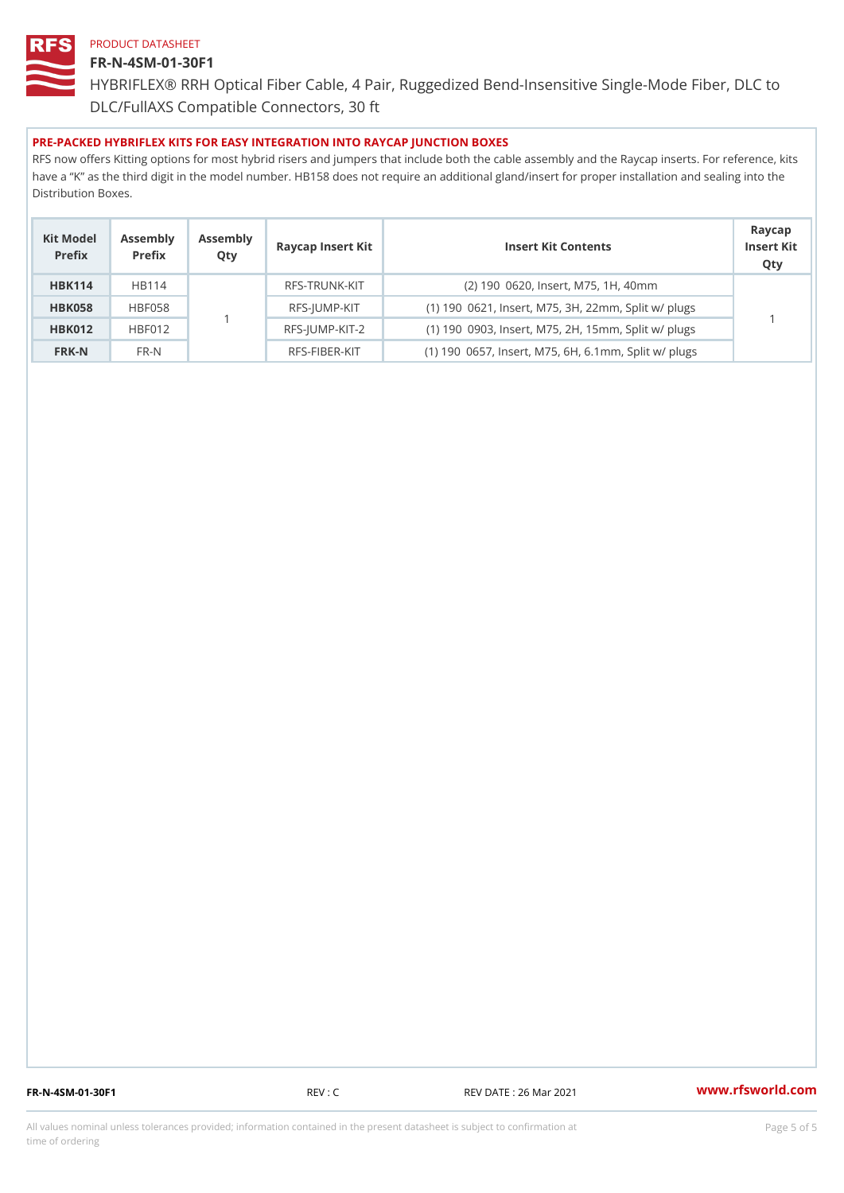PRODUCT DATASHEET

# FR-N-4SM-01-30F1

HYBRIFLEX® RRH Optical Fiber Cable, 4 Pair, Ruggedized Bend-Insensitive Single-Mode Fiber, DLC to DLC/FullAXS Compatible Connectors, 30 ft

## PRE-PACKED HYBRIFLEX KITS FOR EASY INTEGRATION INTO RAYCAP JUNCTION BOXES

RFS now offers Kitting options for most hybrid risers and jumpers that include both the cable assembly and the Raycap inserts. For reference, kits have a "K" as the third digit in the model number. HB158 does not require an additional gland/insert for proper installation and sealing into the Distribution Boxes.

| Kit Model Prefix | Assembly Prefix | Assembly Qty | Raycap Insert Kit | Insert Kit Contents | Raycap Insert Kit Qty |
|---|---|---|---|---|---|
| **HBK114** | HB114 | 1 | RFS-TRUNK-KIT | (2) 190 0620, Insert, M75, 1H, 40mm | 1 |
| **HBK058** | HBF058 | | RFS-JUMP-KIT | (1) 190 0621, Insert, M75, 3H, 22mm, Split w/ plugs | |
| **HBK012** | HBF012 | | RFS-JUMP-KIT-2 | (1) 190 0903, Insert, M75, 2H, 15mm, Split w/ plugs | |
| **FRK-N** | FR-N | | RFS-FIBER-KIT | (1) 190 0657, Insert, M75, 6H, 6.1mm, Split w/ plugs | |

FR-N-4SM-01-30F1 REV : C REV DATE : 26 Mar 2021 www.rfsworld.com

All values nominal unless tolerances provided; information contained in the present datasheet is subject to confirmation at time of ordering